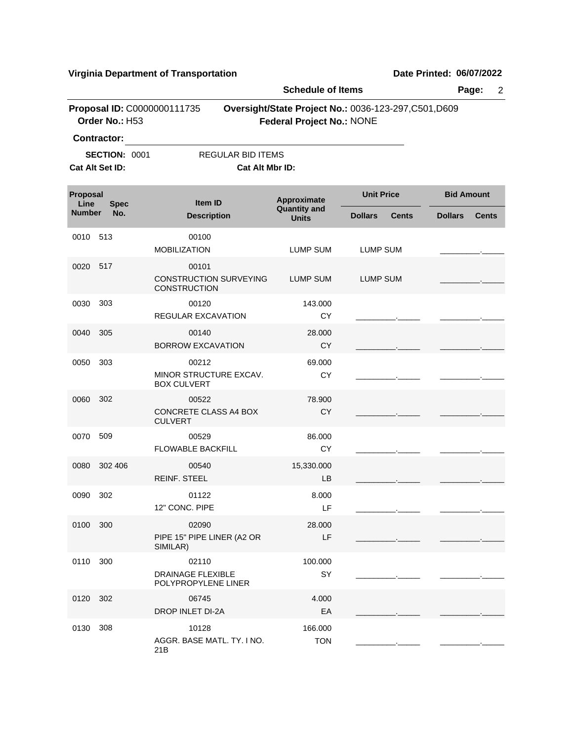**Virginia Department of Transportation** | **Date Printed: 06/07/2022**

**Schedule of Items**

**Proposal ID:** C0000000111735 **Oversight/State Project No.:** 0036-123-297,C501,D609
**Order No.:** H53 **Federal Project No.:** NONE

**Contractor:** ______________________________

**SECTION:** 0001 REGULAR BID ITEMS

**Cat Alt Set ID:** **Cat Alt Mbr ID:**

| Proposal Line Number | Spec No. | Item ID / Description | Approximate Quantity and Units | Unit Price Dollars | Unit Price Cents | Bid Amount Dollars | Bid Amount Cents |
|---|---|---|---|---|---|---|---|
| 0010 | 513 | 00100 MOBILIZATION | LUMP SUM | LUMP SUM | | _________ | _____ |
| 0020 | 517 | 00101 CONSTRUCTION SURVEYING CONSTRUCTION | LUMP SUM | LUMP SUM | | _________ | _____ |
| 0030 | 303 | 00120 REGULAR EXCAVATION | 143.000 CY | _________ | _____ | _________ | _____ |
| 0040 | 305 | 00140 BORROW EXCAVATION | 28.000 CY | _________ | _____ | _________ | _____ |
| 0050 | 303 | 00212 MINOR STRUCTURE EXCAV. BOX CULVERT | 69.000 CY | _________ | _____ | _________ | _____ |
| 0060 | 302 | 00522 CONCRETE CLASS A4 BOX CULVERT | 78.900 CY | _________ | _____ | _________ | _____ |
| 0070 | 509 | 00529 FLOWABLE BACKFILL | 86.000 CY | _________ | _____ | _________ | _____ |
| 0080 | 302 406 | 00540 REINF. STEEL | 15,330.000 LB | _________ | _____ | _________ | _____ |
| 0090 | 302 | 01122 12" CONC. PIPE | 8.000 LF | _________ | _____ | _________ | _____ |
| 0100 | 300 | 02090 PIPE 15" PIPE LINER (A2 OR SIMILAR) | 28.000 LF | _________ | _____ | _________ | _____ |
| 0110 | 300 | 02110 DRAINAGE FLEXIBLE POLYPROPYLENE LINER | 100.000 SY | _________ | _____ | _________ | _____ |
| 0120 | 302 | 06745 DROP INLET DI-2A | 4.000 EA | _________ | _____ | _________ | _____ |
| 0130 | 308 | 10128 AGGR. BASE MATL. TY. I NO. 21B | 166.000 TON | _________ | _____ | _________ | _____ |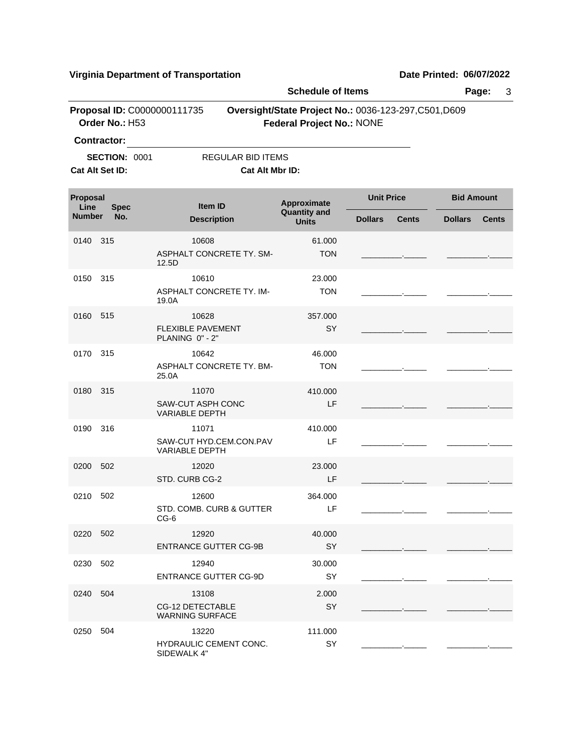**Virginia Department of Transportation** | **Date Printed: 06/07/2022**

**Schedule of Items**

**Proposal ID:** C0000000111735 | **Oversight/State Project No.:** 0036-123-297,C501,D609
**Order No.:** H53 | **Federal Project No.:** NONE

**Contractor:** ______________________________

**SECTION:** 0001 REGULAR BID ITEMS

**Cat Alt Set ID:** **Cat Alt Mbr ID:**

| Proposal Line Number | Spec No. | Item ID / Description | Approximate Quantity and Units | Unit Price Dollars | Unit Price Cents | Bid Amount Dollars | Bid Amount Cents |
|---|---|---|---|---|---|---|---|
| 0140 | 315 | 10608 ASPHALT CONCRETE TY. SM-12.5D | 61.000 TON | | | | |
| 0150 | 315 | 10610 ASPHALT CONCRETE TY. IM-19.0A | 23.000 TON | | | | |
| 0160 | 515 | 10628 FLEXIBLE PAVEMENT PLANING 0" - 2" | 357.000 SY | | | | |
| 0170 | 315 | 10642 ASPHALT CONCRETE TY. BM-25.0A | 46.000 TON | | | | |
| 0180 | 315 | 11070 SAW-CUT ASPH CONC VARIABLE DEPTH | 410.000 LF | | | | |
| 0190 | 316 | 11071 SAW-CUT HYD.CEM.CON.PAV VARIABLE DEPTH | 410.000 LF | | | | |
| 0200 | 502 | 12020 STD. CURB CG-2 | 23.000 LF | | | | |
| 0210 | 502 | 12600 STD. COMB. CURB & GUTTER CG-6 | 364.000 LF | | | | |
| 0220 | 502 | 12920 ENTRANCE GUTTER CG-9B | 40.000 SY | | | | |
| 0230 | 502 | 12940 ENTRANCE GUTTER CG-9D | 30.000 SY | | | | |
| 0240 | 504 | 13108 CG-12 DETECTABLE WARNING SURFACE | 2.000 SY | | | | |
| 0250 | 504 | 13220 HYDRAULIC CEMENT CONC. SIDEWALK 4" | 111.000 SY | | | | |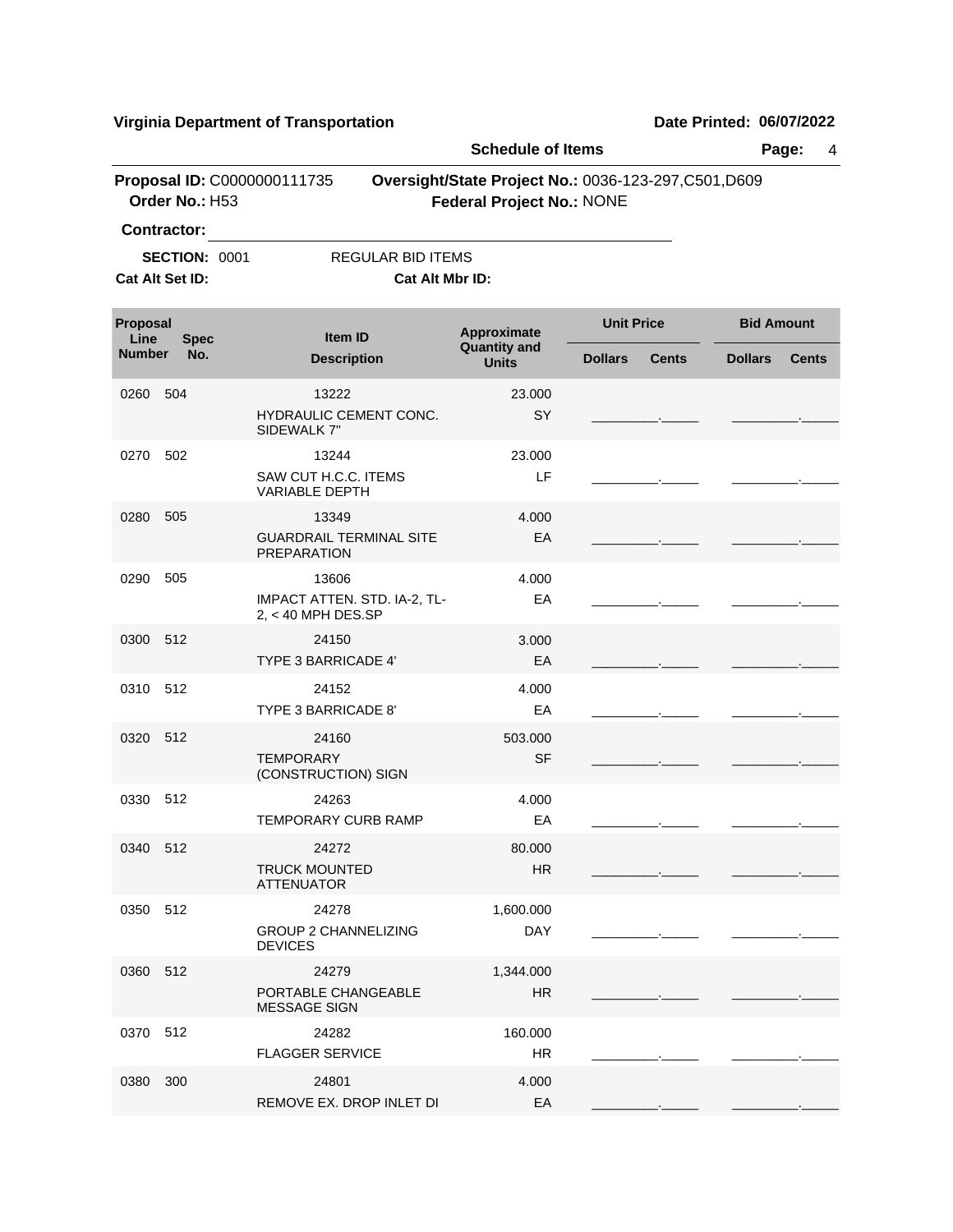**Virginia Department of Transportation** | **Date Printed: 06/07/2022**

**Schedule of Items**

**Proposal ID:** C0000000111735 **Oversight/State Project No.:** 0036-123-297,C501,D609

**Order No.:** H53 **Federal Project No.:** NONE

**Contractor:** ______________________________

**SECTION:** 0001 REGULAR BID ITEMS

**Cat Alt Set ID:** **Cat Alt Mbr ID:**

| Proposal Line Number | Spec No. | Item ID / Description | Approximate Quantity and Units | Unit Price Dollars | Unit Price Cents | Bid Amount Dollars | Bid Amount Cents |
|---|---|---|---|---|---|---|---|
| 0260 | 504 | 13222 HYDRAULIC CEMENT CONC. SIDEWALK 7" | 23.000 SY | ________ | _____ | ________ | _____ |
| 0270 | 502 | 13244 SAW CUT H.C.C. ITEMS VARIABLE DEPTH | 23.000 LF | ________ | _____ | ________ | _____ |
| 0280 | 505 | 13349 GUARDRAIL TERMINAL SITE PREPARATION | 4.000 EA | ________ | _____ | ________ | _____ |
| 0290 | 505 | 13606 IMPACT ATTEN. STD. IA-2, TL-2, < 40 MPH DES.SP | 4.000 EA | ________ | _____ | ________ | _____ |
| 0300 | 512 | 24150 TYPE 3 BARRICADE 4' | 3.000 EA | ________ | _____ | ________ | _____ |
| 0310 | 512 | 24152 TYPE 3 BARRICADE 8' | 4.000 EA | ________ | _____ | ________ | _____ |
| 0320 | 512 | 24160 TEMPORARY (CONSTRUCTION) SIGN | 503.000 SF | ________ | _____ | ________ | _____ |
| 0330 | 512 | 24263 TEMPORARY CURB RAMP | 4.000 EA | ________ | _____ | ________ | _____ |
| 0340 | 512 | 24272 TRUCK MOUNTED ATTENUATOR | 80.000 HR | ________ | _____ | ________ | _____ |
| 0350 | 512 | 24278 GROUP 2 CHANNELIZING DEVICES | 1,600.000 DAY | ________ | _____ | ________ | _____ |
| 0360 | 512 | 24279 PORTABLE CHANGEABLE MESSAGE SIGN | 1,344.000 HR | ________ | _____ | ________ | _____ |
| 0370 | 512 | 24282 FLAGGER SERVICE | 160.000 HR | ________ | _____ | ________ | _____ |
| 0380 | 300 | 24801 REMOVE EX. DROP INLET DI | 4.000 EA | ________ | _____ | ________ | _____ |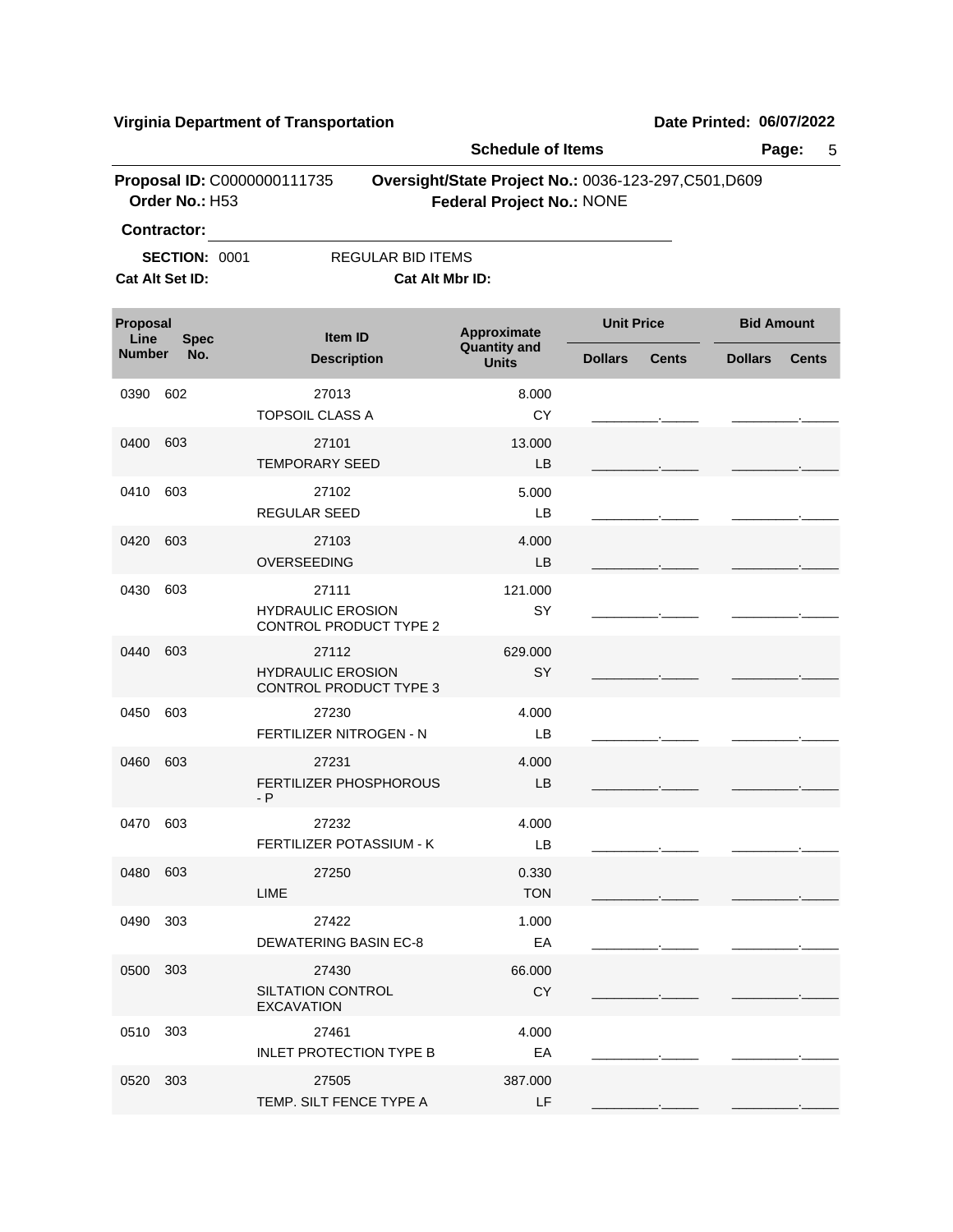**Virginia Department of Transportation** **Date Printed: 06/07/2022**

**Schedule of Items**

**Proposal ID:** C0000000111735 **Oversight/State Project No.:** 0036-123-297,C501,D609
**Order No.:** H53 **Federal Project No.:** NONE

**Contractor:** ____________________________________________

**SECTION:** 0001 REGULAR BID ITEMS
**Cat Alt Set ID:** **Cat Alt Mbr ID:**

| Proposal Line Number | Spec No. | Item ID / Description | Approximate Quantity and Units | Unit Price Dollars | Unit Price Cents | Bid Amount Dollars | Bid Amount Cents |
|---|---|---|---|---|---|---|---|
| 0390 | 602 | 27013<br>TOPSOIL CLASS A | 8.000<br>CY | | | | |
| 0400 | 603 | 27101<br>TEMPORARY SEED | 13.000<br>LB | | | | |
| 0410 | 603 | 27102<br>REGULAR SEED | 5.000<br>LB | | | | |
| 0420 | 603 | 27103<br>OVERSEEDING | 4.000<br>LB | | | | |
| 0430 | 603 | 27111<br>HYDRAULIC EROSION CONTROL PRODUCT TYPE 2 | 121.000<br>SY | | | | |
| 0440 | 603 | 27112<br>HYDRAULIC EROSION CONTROL PRODUCT TYPE 3 | 629.000<br>SY | | | | |
| 0450 | 603 | 27230<br>FERTILIZER NITROGEN - N | 4.000<br>LB | | | | |
| 0460 | 603 | 27231<br>FERTILIZER PHOSPHOROUS - P | 4.000<br>LB | | | | |
| 0470 | 603 | 27232<br>FERTILIZER POTASSIUM - K | 4.000<br>LB | | | | |
| 0480 | 603 | 27250<br>LIME | 0.330<br>TON | | | | |
| 0490 | 303 | 27422<br>DEWATERING BASIN EC-8 | 1.000<br>EA | | | | |
| 0500 | 303 | 27430<br>SILTATION CONTROL EXCAVATION | 66.000<br>CY | | | | |
| 0510 | 303 | 27461<br>INLET PROTECTION TYPE B | 4.000<br>EA | | | | |
| 0520 | 303 | 27505<br>TEMP. SILT FENCE TYPE A | 387.000<br>LF | | | | |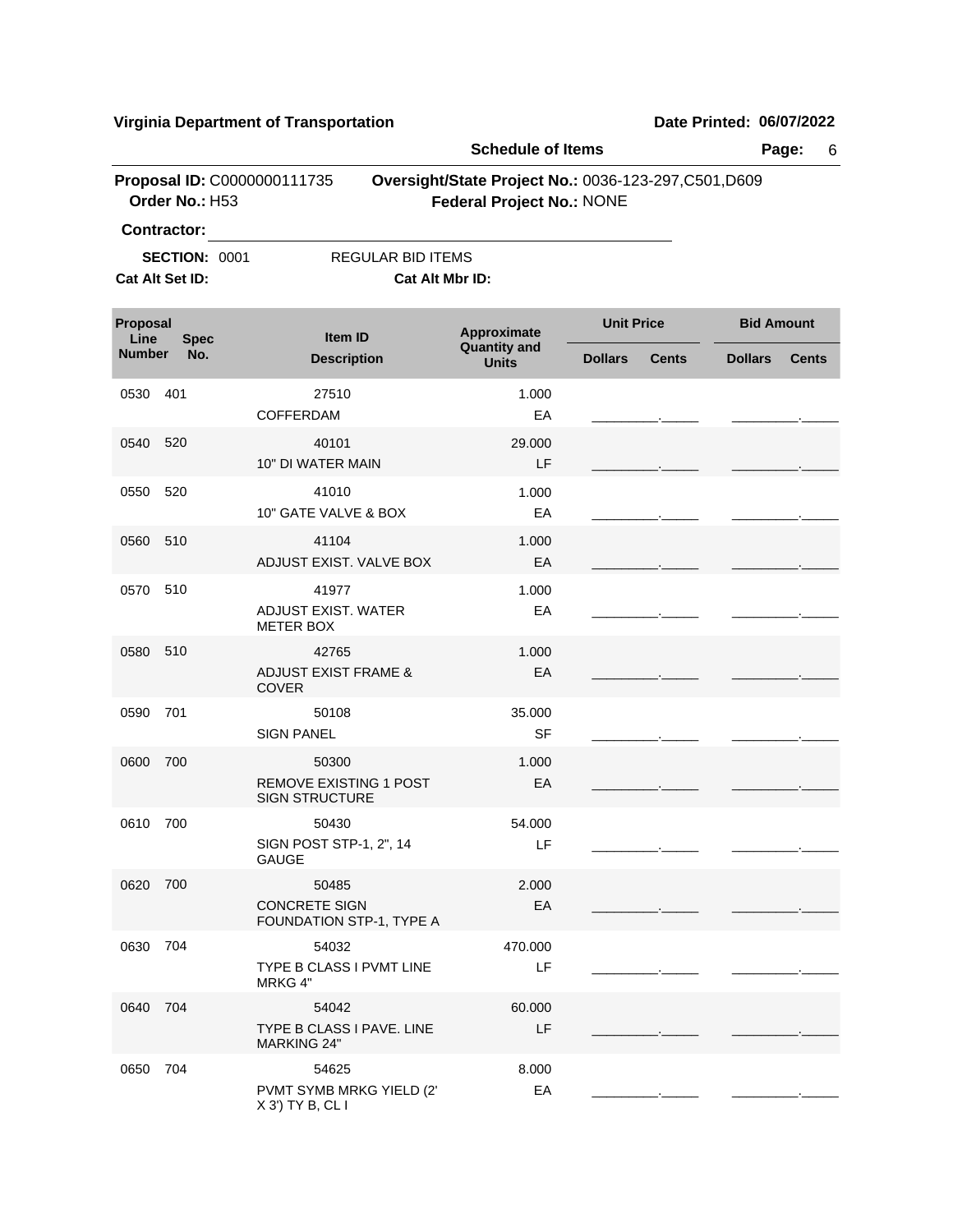**Virginia Department of Transportation** | **Date Printed: 06/07/2022**

**Schedule of Items**

**Proposal ID:** C0000000111735 **Oversight/State Project No.:** 0036-123-297,C501,D609
**Order No.:** H53 **Federal Project No.:** NONE

**Contractor:** ______________________________

**SECTION:** 0001 REGULAR BID ITEMS
**Cat Alt Set ID:** **Cat Alt Mbr ID:**

| Proposal Line Number | Spec No. | Item ID / Description | Approximate Quantity and Units | Unit Price Dollars | Unit Price Cents | Bid Amount Dollars | Bid Amount Cents |
|---|---|---|---|---|---|---|---|
| 0530 | 401 | 27510 COFFERDAM | 1.000 EA | | | | |
| 0540 | 520 | 40101 10" DI WATER MAIN | 29.000 LF | | | | |
| 0550 | 520 | 41010 10" GATE VALVE & BOX | 1.000 EA | | | | |
| 0560 | 510 | 41104 ADJUST EXIST. VALVE BOX | 1.000 EA | | | | |
| 0570 | 510 | 41977 ADJUST EXIST. WATER METER BOX | 1.000 EA | | | | |
| 0580 | 510 | 42765 ADJUST EXIST FRAME & COVER | 1.000 EA | | | | |
| 0590 | 701 | 50108 SIGN PANEL | 35.000 SF | | | | |
| 0600 | 700 | 50300 REMOVE EXISTING 1 POST SIGN STRUCTURE | 1.000 EA | | | | |
| 0610 | 700 | 50430 SIGN POST STP-1, 2", 14 GAUGE | 54.000 LF | | | | |
| 0620 | 700 | 50485 CONCRETE SIGN FOUNDATION STP-1, TYPE A | 2.000 EA | | | | |
| 0630 | 704 | 54032 TYPE B CLASS I PVMT LINE MRKG 4" | 470.000 LF | | | | |
| 0640 | 704 | 54042 TYPE B CLASS I PAVE. LINE MARKING 24" | 60.000 LF | | | | |
| 0650 | 704 | 54625 PVMT SYMB MRKG YIELD (2' X 3') TY B, CL I | 8.000 EA | | | | |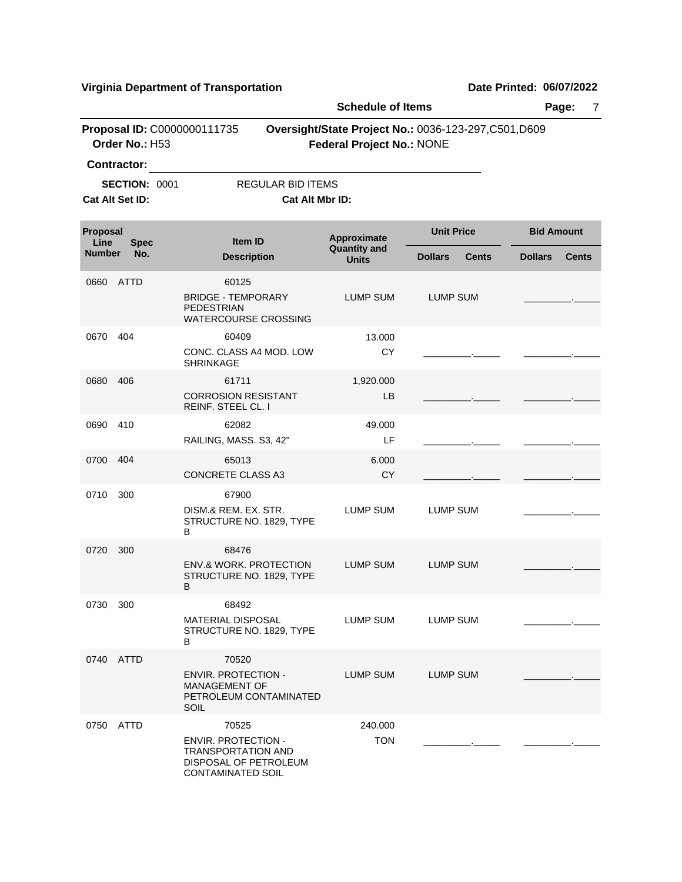**Virginia Department of Transportation** | **Date Printed: 06/07/2022**

**Schedule of Items**

**Proposal ID:** C0000000111735 **Oversight/State Project No.:** 0036-123-297,C501,D609
**Order No.:** H53 **Federal Project No.:** NONE

**Contractor:** ______________________________

**SECTION:** 0001 REGULAR BID ITEMS
**Cat Alt Set ID:** **Cat Alt Mbr ID:**

| Proposal Line Number | Spec No. | Item ID / Description | Approximate Quantity and Units | Unit Price Dollars | Unit Price Cents | Bid Amount Dollars | Bid Amount Cents |
|---|---|---|---|---|---|---|---|
| 0660 | ATTD | 60125 BRIDGE - TEMPORARY PEDESTRIAN WATERCOURSE CROSSING | LUMP SUM | LUMP SUM | | _________ | _____ |
| 0670 | 404 | 60409 CONC. CLASS A4 MOD. LOW SHRINKAGE | 13.000 CY | _________ | _____ | _________ | _____ |
| 0680 | 406 | 61711 CORROSION RESISTANT REINF. STEEL CL. I | 1,920.000 LB | _________ | _____ | _________ | _____ |
| 0690 | 410 | 62082 RAILING, MASS. S3, 42" | 49.000 LF | _________ | _____ | _________ | _____ |
| 0700 | 404 | 65013 CONCRETE CLASS A3 | 6.000 CY | _________ | _____ | _________ | _____ |
| 0710 | 300 | 67900 DISM.& REM. EX. STR. STRUCTURE NO. 1829, TYPE B | LUMP SUM | LUMP SUM | | _________ | _____ |
| 0720 | 300 | 68476 ENV.& WORK. PROTECTION STRUCTURE NO. 1829, TYPE B | LUMP SUM | LUMP SUM | | _________ | _____ |
| 0730 | 300 | 68492 MATERIAL DISPOSAL STRUCTURE NO. 1829, TYPE B | LUMP SUM | LUMP SUM | | _________ | _____ |
| 0740 | ATTD | 70520 ENVIR. PROTECTION - MANAGEMENT OF PETROLEUM CONTAMINATED SOIL | LUMP SUM | LUMP SUM | | _________ | _____ |
| 0750 | ATTD | 70525 ENVIR. PROTECTION - TRANSPORTATION AND DISPOSAL OF PETROLEUM CONTAMINATED SOIL | 240.000 TON | _________ | _____ | _________ | _____ |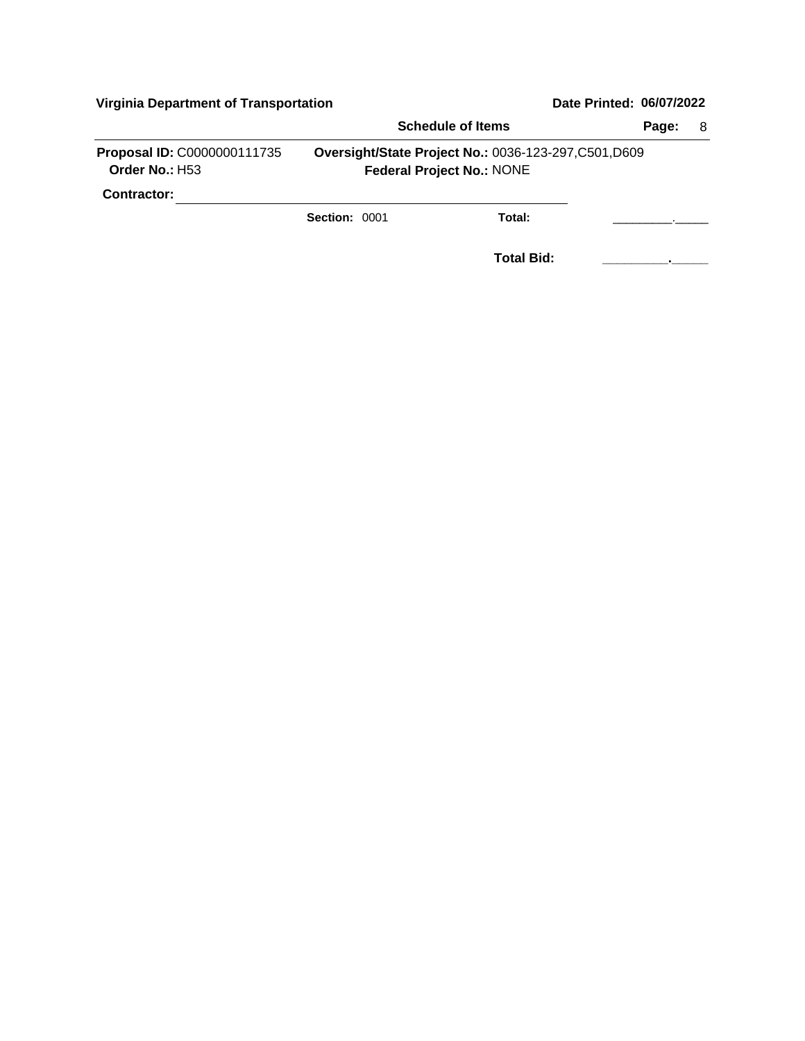**Virginia Department of Transportation** **Date Printed: 06/07/2022**

**Schedule of Items**

**Proposal ID:** C0000000111735 **Oversight/State Project No.:** 0036-123-297,C501,D609

**Order No.:** H53 **Federal Project No.:** NONE

**Contractor:** ______________________________

**Section:** 0001 **Total:** ________.____

**Total Bid:** ________.____